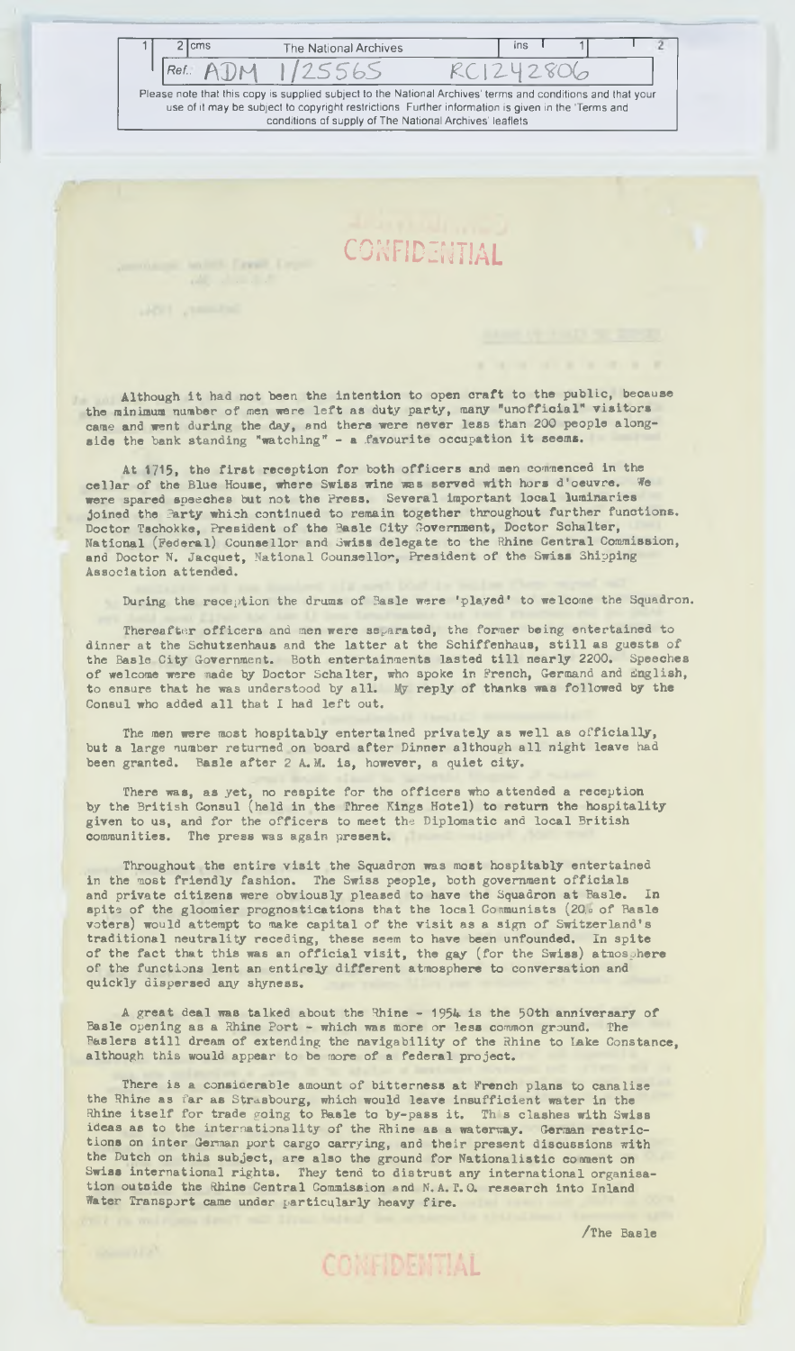CONFIDENTIAL

Although it had not been the intention to open craft to the public, because the minimum number of men were left as duty party, many "unofficial" visitors came and went during the day, and there were never less than 200 people alongside the bank standing "watching" - a favourite occupation it seems.

At 1715, the first reception for both officers and men commenced in the cellar of the Blue House, where Swiss wine was served with hors d'oeuvre. We were spared speeches but not the Press. Several important local luminaries joined the Party which continued to remain together throughout further functions. Doctor Tschokke, President of the Basle City Government, Doctor Schalter, National (Federal) Counsellor and Swiss delegate to the Rhine Central Commission, and Doctor N. Jacquet, National Counsellor, President of the Swiss Shipping Association attended.

During the reception the drums of Basle were 'played' to welcome the Squadron.

Thereafter officers and men were separated, the former being entertained to dinner at the Schutzenhaus and the latter at the Schiffenhaus, still as guests of the Basle City Government. Both entertainments lasted till nearly 2200. Speeches of welcome were made by Doctor Schalter, who spoke in French, Germand and English, to ensure that he was understood by all. My reply of thanks was followed by the Consul who added all that I had left out.

The men were most hospitably entertained privately as well as officially, but a large number returned on board after Dinner although all night leave had been granted. Basle after 2 A.M. is, however, a quiet city.

There was, as yet, no respite for the officers who attended a reception by the British Consul (held in the Three Kings Hotel) to return the hospitality given to us, and for the officers to meet the Diplomatic and local British communities. The press was again present.

Throughout the entire visit the Squadron was most hospitably entertained in the most friendly fashion. The Swiss people, both government officials and private citizens were obviously pleased to have the Squadron at Basle. In spite of the gloomier prognostications that the local Communists (20% of Basle voters) would attempt to make capital of the visit as a sign of Switzerland's traditional neutrality receding, these seem to have been unfounded. In spite of the fact that this was an official visit, the gay (for the Swiss) atmosphere of the functions lent an entirely different atmosphere to conversation and quickly dispersed any shyness.

A great deal was talked about the Rhine - 1954 is the 50th anniversary of Basle opening as a Rhine Port - which was more or less common ground. The Baslers still dream of extending the navigability of the Rhine to Lake Constance, although this would appear to be more of a federal project.

There is a considerable amount of bitterness at French plans to canalise the Rhine as far as Strasbourg, which would leave insufficient water in the Rhine itself for trade going to Basle to by-pass it. This clashes with Swiss ideas as to the internationality of the Rhine as a waterway. German restrictions on inter German port cargo carrying, and their present discussions with the Dutch on this subject, are also the ground for Nationalistic comment on Swiss international rights. They tend to distrust any international organisation outside the Rhine Central Commission and N.A.T.O. research into Inland Water Transport came under particularly heavy fire.

/The Basle

CONFIDENTIAL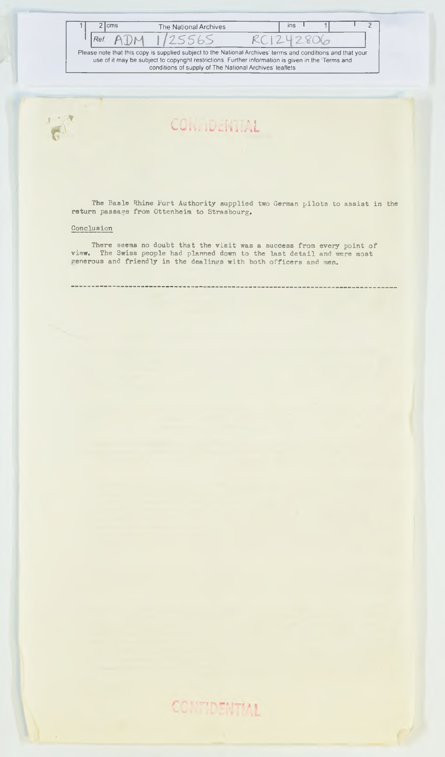CONFIDENTIAL

The Basle Rhine Port Authority supplied two German pilots to assist in the return passage from Ottenheim to Strasbourg.

Conclusion

There seems no doubt that the visit was a success from every point of view. The Swiss people had planned down to the last detail and were most generous and friendly in the dealings with both officers and men.

---

CONFIDENTIAL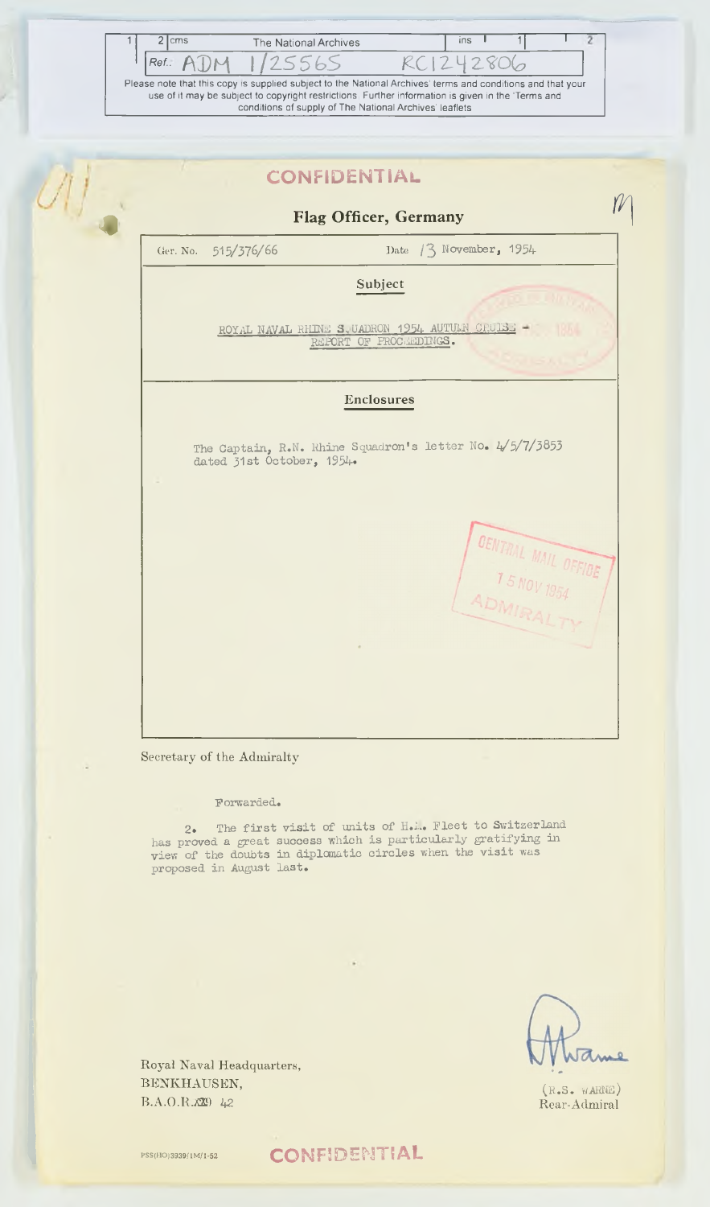The National Archives

Ref.: ADM 1/25565 RC1242806

Please note that this copy is supplied subject to the National Archives' terms and conditions and that your use of it may be subject to copyright restrictions. Further information is given in the 'Terms and conditions of supply of The National Archives' leaflets

**CONFIDENTIAL**

## Flag Officer, Germany

Ger. No. 515/376/66 Date 13 November, 1954

**Subject**

ROYAL NAVAL RHINE SQUADRON 1954 AUTUMN CRUISE - REPORT OF PROCEEDINGS.

**Enclosures**

The Captain, R.N. Rhine Squadron's letter No. 4/5/7/3853 dated 31st October, 1954.

CENTRAL MAIL OFFICE 15 NOV 1954 ADMIRALTY

Secretary of the Admiralty

Forwarded.

2. The first visit of units of H.M. Fleet to Switzerland has proved a great success which is particularly gratifying in view of the doubts in diplomatic circles when the visit was proposed in August last.

Royal Naval Headquarters,
BENKHAUSEN,
B.A.O.R. 42

(R.S. WARNE)
Rear-Admiral

**CONFIDENTIAL**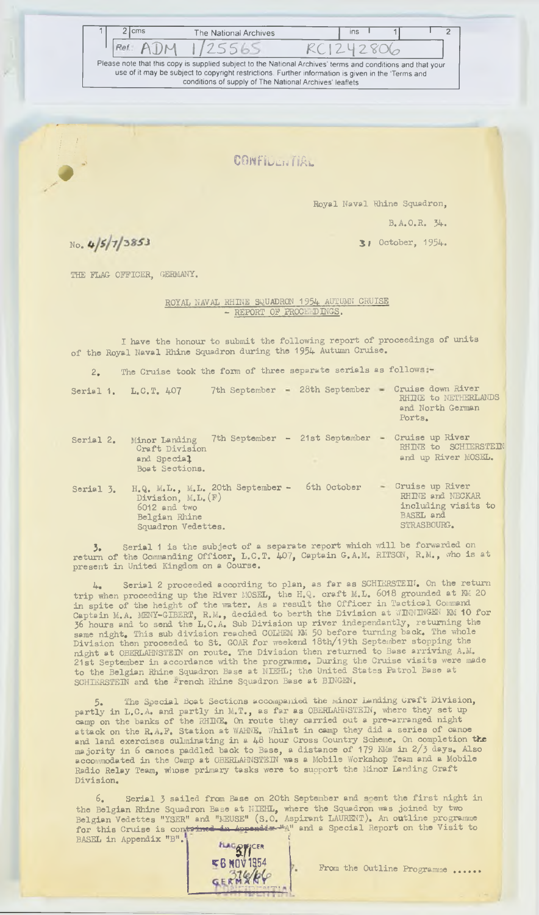CONFIDENTIAL

Royal Naval Rhine Squadron,

B.A.O.R. 34.

No. 4/5/7/3853

31 October, 1954.

THE FLAG OFFICER, GERMANY.

ROYAL NAVAL RHINE SQUADRON 1954 AUTUMN CRUISE
- REPORT OF PROCEEDINGS.

I have the honour to submit the following report of proceedings of units of the Royal Naval Rhine Squadron during the 1954 Autumn Cruise.

2. The Cruise took the form of three separate serials as follows:-

| | | | |
|---|---|---|---|
| Serial 1. | L.C.T. 407 | 7th September - 28th September | - Cruise down River RHINE to NETHERLANDS and North German Ports. |
| Serial 2. | Minor Landing Craft Division and Special Boat Sections. | 7th September - 21st September | - Cruise up River RHINE to SCHIERSTEIN and up River MOSEL. |
| Serial 3. | H.Q. M.L., M.L. Division, M.L.(F) 6012 and two Belgian Rhine Squadron Vedettes. | 20th September - 6th October | - Cruise up River RHINE and NECKAR including visits to BASEL and STRASBOURG. |

3. Serial 1 is the subject of a separate report which will be forwarded on return of the Commanding Officer, L.C.T. 407, Captain G.A.M. RITSON, R.M., who is at present in United Kingdom on a Course.

4. Serial 2 proceeded according to plan, as far as SCHIERSTEIN. On the return trip when proceeding up the River MOSEL, the H.Q. craft M.L. 6018 grounded at KM 20 in spite of the height of the water. As a result the Officer in Tactical Command Captain M.A. MENY-GIBERT, R.M., decided to berth the Division at WINNINGEN KM 10 for 36 hours and to send the L.C.A. Sub Division up river independantly, returning the same night. This sub division reached COLHEM KM 50 before turning back. The whole Division then proceeded to St. GOAR for weekend 18th/19th September stopping the night at OBERLAHNSTEIN on route. The Division then returned to Base arriving A.M. 21st September in accordance with the programme. During the Cruise visits were made to the Belgian Rhine Squadron Base at NIEHL; the United States Patrol Base at SCHIERSTEIN and the French Rhine Squadron Base at BINGEN.

5. The Special Boat Sections accompanied the Minor Landing Craft Division, partly in L.C.A. and partly in M.T., as far as OBERLAHNSTEIN, where they set up camp on the banks of the RHINE. On route they carried out a pre-arranged night attack on the R.A.F. Station at WAHNE. Whilst in camp they did a series of canoe and land exercises culminating in a 48 hour Cross Country Scheme. On completion the majority in 6 canoes paddled back to Base, a distance of 179 KMs in 2/3 days. Also accommodated in the Camp at OBERLAHNSTEIN was a Mobile Workshop Team and a Mobile Radio Relay Team, whose primary tasks were to support the Minor Landing Craft Division.

6. Serial 3 sailed from Base on 20th September and spent the first night in the Belgian Rhine Squadron Base at NIEHL, where the Squadron was joined by two Belgian Vedettes "YSER" and "MEUSE" (S.O. Aspirant LAURENT). An outline programme for this Cruise is contained in Appendix "A" and a Special Report on the Visit to BASEL in Appendix "B".

7. From the Outline Programme ......

FLAG OFFICER
26 NOV 1954
GERMANY

CONFIDENTIAL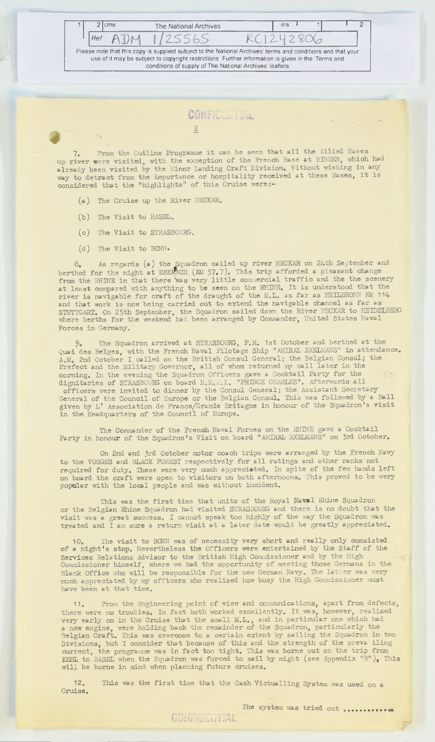CONFIDENTIAL

2

7. From the Outline Programme it can be seen that all the Allied Bases up river were visited, with the exception of the French Base at BINGEN, which had already been visited by the Minor Landing Craft Division. Without wishing in any way to detract from the importance or hospitality received at these Bases, it is considered that the "highlights" of this Cruise were:-

(a) The Cruise up the River NECKAR.

(b) The Visit to BASEL.

(c) The Visit to STRASBOURG.

(d) The Visit to BONN.

8. As regards (a) the Squadron sailed up river NECKAR on 24th September and berthed for the night at EBERBACH (KM 57.7). This trip afforded a pleasant change from the RHINE in that there was very little commercial traffic and the the scenery at least compared with anything to be seen on the RHINE. It is understood that the river is navigable for craft of the draught of the M.L. as far as HEILBRONN KM 114 and that work is now being carried out to extend the navigable channel as far as STUTTGART. On 25th September, the Squadron sailed down the River NECKAR to HEIDELBERG where berths for the weekend had been arranged by Commander, United States Naval Forces in Germany.

9. The Squadron arrived at STRASBOURG, P.M. 1st October and berthed at the Quai des Belges, with the French Naval Pilotage Ship "AMIRAL EXELMANS" in attendance. A.M. 2nd October I called on the British Consul General; the Belgian Consul; the Prefect and the Military Governor, all of whom returned my call later in the morning. In the evening the Squadron Officers gave a Cocktail Party for the dignitaries of STRASBOURG on board H.M.M.L. "PRINCE CHARLES". Afterwards all officers were invited to dinner by the Consul General; the Assistant Secretary General of the Council of Europe or the Belgian Consul. This was followed by a Ball given by L' Association de France/Grande Britagne in honour of the Squadron's visit in the Headquarters of the Council of Europe.

The Commander of the French Naval Forces on the RHINE gave a Cocktail Party in honour of the Squadron's Visit on board "AMIRAL EXELMANS" on 3rd October.

On 2nd and 3rd October motor coach trips were arranged by the French Navy to the VOSGES and BLACK FOREST respectively for all ratings and other ranks not required for duty. These were very much appreciated. In spite of the few hands left on board the craft were open to visitors on both afternoons. This proved to be very popular with the local people and was without incident.

This was the first time that units of the Royal Naval Rhine Squadron or the Belgian Rhine Squadron had visited STRASBOURG and there is no doubt that the visit was a great success. I cannot speak too highly of the way the Squadron was treated and I am sure a return visit at a later date would be greatly appreciated.

10. The visit to BONN was of necessity very short and really only consisted of a night's stop. Nevertheless the Officers were entertained by the Staff of the Services Relations Advisor to the British High Commissioner and by the High Commissioner himself, where we had the opportunity of meeting those Germans in the Blank Office who will be responsible for the new German Navy. The latter was very much appreciated by my officers who realised how busy the High Commissioner must have been at that time.

11. From the Engineering point of view and communications, apart from defects, there were no troubles. In fact both worked excellently. It was, however, realised very early on in the Cruise that the small M.L., and in particular one which had a new engine, were holding back the remainder of the Squadron, particularly the Belgian Craft. This was overcome to a certain extent by sailing the Squadron in two Divisions, but I consider that because of this and the strength of the prevailing current, the programme was in fact too tight. This was borne out on the trip from KEHL to BASEL when the Squadron was forced to sail by night (see Appendix "B"). This will be borne in mind when planning future cruises.

12. This was the first time that the Cash Victualling System was used on a Cruise.

The system was tried out ............

CONFIDENTIAL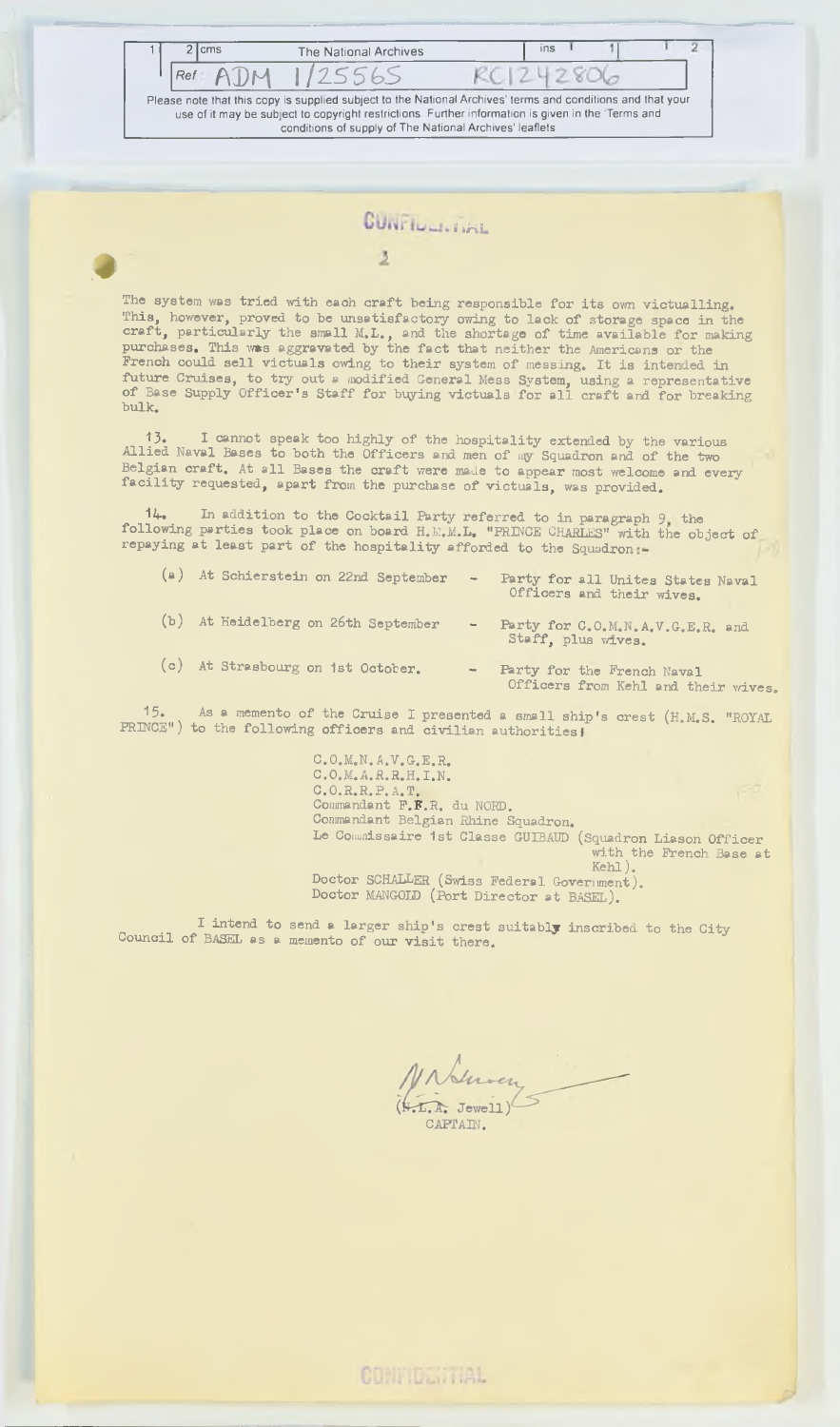CONFIDENTIAL

The system was tried with each craft being responsible for its own victualling. This, however, proved to be unsatisfactory owing to lack of storage space in the craft, particularly the small M.L., and the shortage of time available for making purchases. This was aggravated by the fact that neither the Americans or the French could sell victuals owing to their system of messing. It is intended in future Cruises, to try out a modified General Mess System, using a representative of Base Supply Officer's Staff for buying victuals for all craft and for breaking bulk.

13. I cannot speak too highly of the hospitality extended by the various Allied Naval Bases to both the Officers and men of my Squadron and of the two Belgian craft. At all Bases the craft were made to appear most welcome and every facility requested, apart from the purchase of victuals, was provided.

14. In addition to the Cocktail Party referred to in paragraph 9, the following parties took place on board H.M.M.L. "PRINCE CHARLES" with the object of repaying at least part of the hospitality afforded to the Squadron:-

(a) At Schierstein on 22nd September - Party for all Unites States Naval Officers and their wives.

(b) At Heidelberg on 26th September - Party for C.O.M.N.A.V.G.E.R. and Staff, plus wives.

(c) At Strasbourg on 1st October. - Party for the French Naval Officers from Kehl and their wives.

15. As a memento of the Cruise I presented a small ship's crest (H.M.S. "ROYAL PRINCE") to the following officers and civilian authorities:

C.O.M.N.A.V.G.E.R.
C.O.M.A.R.R.H.I.N.
C.O.R.R.P.A.T.
Commandant F.F.R. du NORD.
Commandant Belgian Rhine Squadron.
Le Commissaire 1st Classe GUIBAUD (Squadron Liason Officer with the French Base at Kehl).
Doctor SCHALLER (Swiss Federal Government).
Doctor MANGOLD (Port Director at BASEL).

I intend to send a larger ship's crest suitably inscribed to the City Council of BASEL as a memento of our visit there.

(N.L.A. Jewell)
CAPTAIN.

CONFIDENTIAL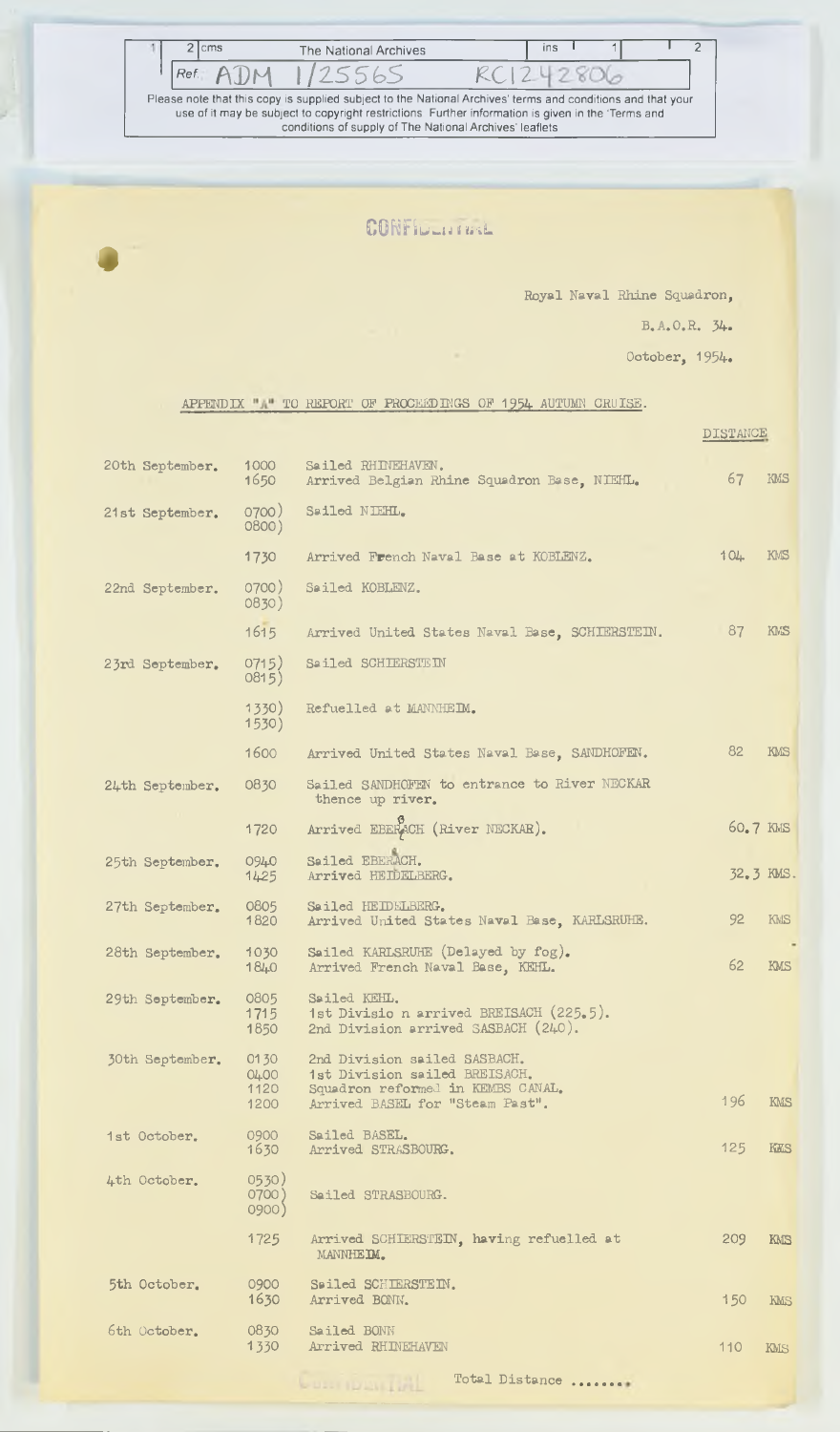CONFIDENTIAL

Royal Naval Rhine Squadron,

B.A.O.R. 34.

October, 1954.

APPENDIX "A" TO REPORT OF PROCEEDINGS OF 1954 AUTUMN CRUISE.

| | | | DISTANCE |
|---|---|---|---|
| 20th September. | 1000<br>1650 | Sailed RHINEHAVEN.<br>Arrived Belgian Rhine Squadron Base, NIEHL. | 67 KMS |
| 21st September. | 0700)<br>0800) | Sailed NIEHL. | |
| | 1730 | Arrived French Naval Base at KOBLENZ. | 104 KMS |
| 22nd September. | 0700)<br>0830) | Sailed KOBLENZ. | |
| | 1615 | Arrived United States Naval Base, SCHIERSTEIN. | 87 KMS |
| 23rd September. | 0715)<br>0815) | Sailed SCHIERSTEIN | |
| | 1330)<br>1530) | Refuelled at MANNHEIM. | |
| | 1600 | Arrived United States Naval Base, SANDHOFEN. | 82 KMS |
| 24th September. | 0830 | Sailed SANDHOFEN to entrance to River NECKAR thence up river. | |
| | 1720 | Arrived EBERBACH (River NECKAR). | 60.7 KMS |
| 25th September. | 0940<br>1425 | Sailed EBERBACH.<br>Arrived HEIDELBERG. | 32.3 KMS. |
| 27th September. | 0805<br>1820 | Sailed HEIDELBERG.<br>Arrived United States Naval Base, KARLSRUHE. | 92 KMS |
| 28th September. | 1030<br>1840 | Sailed KARLSRUHE (Delayed by fog).<br>Arrived French Naval Base, KEHL. | 62 KMS |
| 29th September. | 0805<br>1715<br>1850 | Sailed KEHL.<br>1st Division arrived BREISACH (225.5).<br>2nd Division arrived SASBACH (240). | |
| 30th September. | 0130<br>0400<br>1120<br>1200 | 2nd Division sailed SASBACH.<br>1st Division sailed BREISACH.<br>Squadron reformed in KEMBS CANAL.<br>Arrived BASEL for "Steam Past". | 196 KMS |
| 1st October. | 0900<br>1630 | Sailed BASEL.<br>Arrived STRASBOURG. | 125 KMS |
| 4th October. | 0530)<br>0700)<br>0900) | Sailed STRASBOURG. | |
| | 1725 | Arrived SCHIERSTEIN, having refuelled at MANNHEIM. | 209 KMS |
| 5th October. | 0900<br>1630 | Sailed SCHIERSTEIN.<br>Arrived BONN. | 150 KMS |
| 6th October. | 0830<br>1330 | Sailed BONN<br>Arrived RHINEHAVEN | 110 KMS |

Total Distance ........

CONFIDENTIAL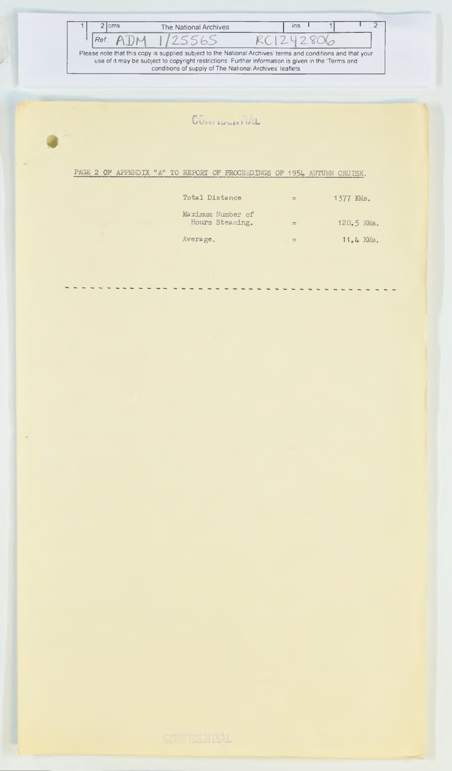CONFIDENTIAL

PAGE 2 OF APPENDIX "A" TO REPORT OF PROCEEDINGS OF 1954 AUTUMN CRUISE.

| | | |
|---|---|---|
| Total Distance | = | 1377 KMs. |
| Maximum Number of Hours Steaming. | = | 120.5 KMs. |
| Average. | = | 11.4 KMs. |

- - - - - - - - - - - - - - - - - - - - - - - - - - - - - - - - - - - - - - -

CONFIDENTIAL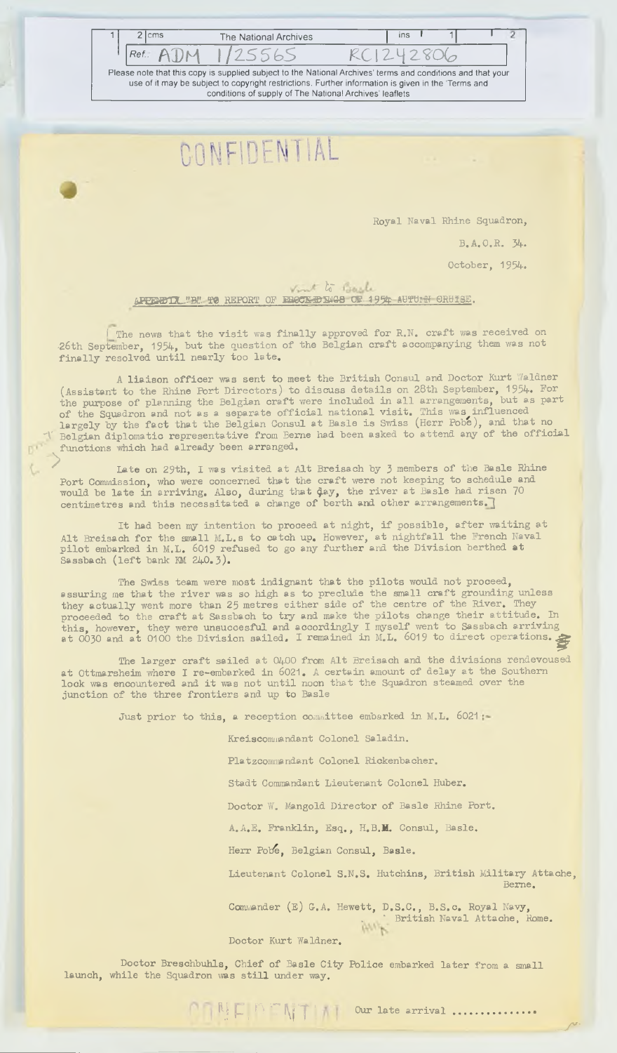CONFIDENTIAL

Royal Naval Rhine Squadron,

B.A.O.R. 34.

October, 1954.

~~APPENDIX "B" TO~~ REPORT OF ~~PROCEEDINGS OF 1954 AUTUMN CRUISE~~. Visit to Basle

The news that the visit was finally approved for R.N. craft was received on 26th September, 1954, but the question of the Belgian craft accompanying them was not finally resolved until nearly too late.

A liaison officer was sent to meet the British Consul and Doctor Kurt Waldner (Assistant to the Rhine Port Directors) to discuss details on 28th September, 1954. For the purpose of planning the Belgian craft were included in all arrangements, but as part of the Squadron and not as a separate official national visit. This was influenced largely by the fact that the Belgian Consul at Basle is Swiss (Herr Pobé), and that no Belgian diplomatic representative from Berne had been asked to attend any of the official functions which had already been arranged.

Late on 29th, I was visited at Alt Breisach by 3 members of the Basle Rhine Port Commission, who were concerned that the craft were not keeping to schedule and would be late in arriving. Also, during that day, the river at Basle had risen 70 centimetres and this necessitated a change of berth and other arrangements.

It had been my intention to proceed at night, if possible, after waiting at Alt Breisach for the small M.L.s to catch up. However, at nightfall the French Naval pilot embarked in M.L. 6019 refused to go any further and the Division berthed at Sassbach (left bank KM 240.3).

The Swiss team were most indignant that the pilots would not proceed, assuring me that the river was so high as to preclude the small craft grounding unless they actually went more than 25 metres either side of the centre of the River. They proceeded to the craft at Sassbach to try and make the pilots change their attitude. In this, however, they were unsuccesful and accordingly I myself went to Sassbach arriving at 0030 and at 0100 the Division sailed. I remained in M.L. 6019 to direct operations.

The larger craft sailed at 0400 from Alt Breisach and the divisions rendezvoused at Ottmarsheim where I re-embarked in 6021. A certain amount of delay at the Southern lock was encountered and it was not until noon that the Squadron steamed over the junction of the three frontiers and up to Basle

Just prior to this, a reception committee embarked in M.L. 6021:-

Kreiscommandant Colonel Saladin.

Platzcommandant Colonel Rickenbacher.

Stadt Commandant Lieutenant Colonel Huber.

Doctor W. Mangold Director of Basle Rhine Port.

A.A.E. Franklin, Esq., H.B.M. Consul, Basle.

Herr Pobé, Belgian Consul, Basle.

Lieutenant Colonel S.N.S. Hutchins, British Military Attache, Berne.

Commander (E) G.A. Hewett, D.S.C., B.S.c. Royal Navy, British Naval Attache, Rome.

Doctor Kurt Waldner.

Doctor Breschbuhls, Chief of Basle City Police embarked later from a small launch, while the Squadron was still under way.

CONFIDENTIAL

Our late arrival ..............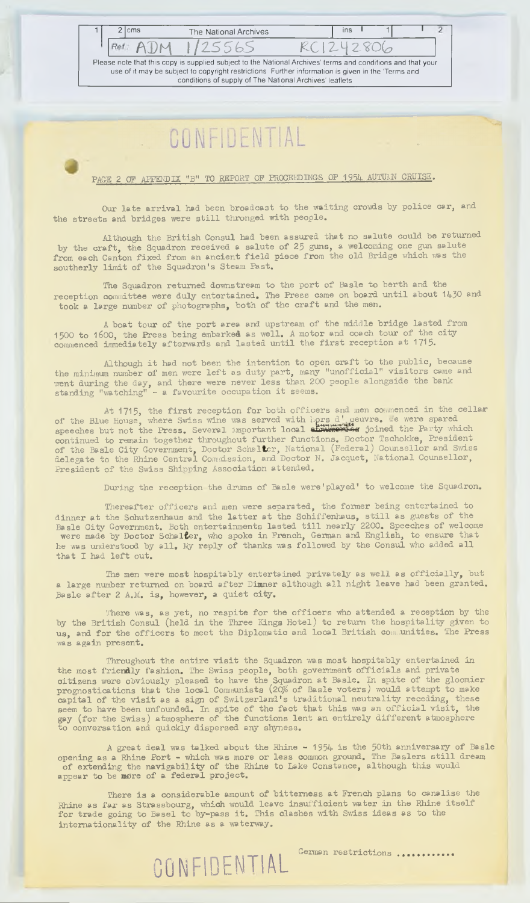CONFIDENTIAL

PAGE 2 OF APPENDIX "B" TO REPORT OF PROCEEDINGS OF 1954 AUTUMN CRUISE.

Our late arrival had been broadcast to the waiting crowds by police car, and the streets and bridges were still thronged with people.

Although the British Consul had been assured that no salute could be returned by the craft, the Squadron received a salute of 25 guns, a welcoming one gun salute from each Canton fixed from an ancient field piece from the old Bridge which was the southerly limit of the Squadron's Steam Past.

The Squadron returned downstream to the port of Basle to berth and the reception committee were duly entertained. The Press came on board until about 1430 and took a large number of photographs, both of the craft and the men.

A boat tour of the port area and upstream of the middle bridge lasted from 1500 to 1600, the Press being embarked as well. A motor and coach tour of the city commenced immediately afterwards and lasted until the first reception at 1715.

Although it had not been the intention to open craft to the public, because the minimum number of men were left as duty part, many "unofficial" visitors came and went during the day, and there were never less than 200 people alongside the bank standing "watching" - a favourite occupation it seems.

At 1715, the first reception for both officers and men commenced in the cellar of the Blue House, where Swiss wine was served with hors d'oeuvre. We were spared speeches but not the Press. Several important local dignitaries joined the Party which continued to remain together throughout further functions. Doctor Tschokke, President of the Basle City Government, Doctor Schalter, National (Federal) Counsellor and Swiss delegate to the Rhine Central Commission, and Doctor N. Jacquet, National Counsellor, President of the Swiss Shipping Association attended.

During the reception the drums of Basle were 'played' to welcome the Squadron.

Thereafter officers and men were separated, the former being entertained to dinner at the Schutzenhaus and the latter at the Schiffenhaus, still as guests of the Basle City Government. Both entertainments lasted till nearly 2200. Speeches of welcome were made by Doctor Schalter, who spoke in French, German and English, to ensure that he was understood by all. My reply of thanks was followed by the Consul who added all that I had left out.

The men were most hospitably entertained privately as well as officially, but a large number returned on board after Dinner although all night leave had been granted. Basle after 2 A.M. is, however, a quiet city.

There was, as yet, no respite for the officers who attended a reception by the by the British Consul (held in the Three Kings Hotel) to return the hospitality given to us, and for the officers to meet the Diplomatic and local British communities. The Press was again present.

Throughout the entire visit the Squadron was most hospitably entertained in the most friendly fashion. The Swiss people, both government officials and private citizens were obviously pleased to have the Squadron at Basle. In spite of the gloomier prognostications that the local Communists (20% of Basle voters) would attempt to make capital of the visit as a sign of Switzerland's traditional neutrality receding, these seem to have been unfounded. In spite of the fact that this was an official visit, the gay (for the Swiss) atmosphere of the functions lent an entirely different atmosphere to conversation and quickly dispersed any shyness.

A great deal was talked about the Rhine - 1954 is the 50th anniversary of Basle opening as a Rhine Port - which was more or less common ground. The Baslers still dream of extending the navigability of the Rhine to Lake Constance, although this would appear to be more of a federal project.

There is a considerable amount of bitterness at French plans to canalise the Rhine as far as Strassbourg, which would leave insufficient water in the Rhine itself for trade going to Basel to by-pass it. This clashes with Swiss ideas as to the internationality of the Rhine as a waterway.

CONFIDENTIAL

German restrictions ............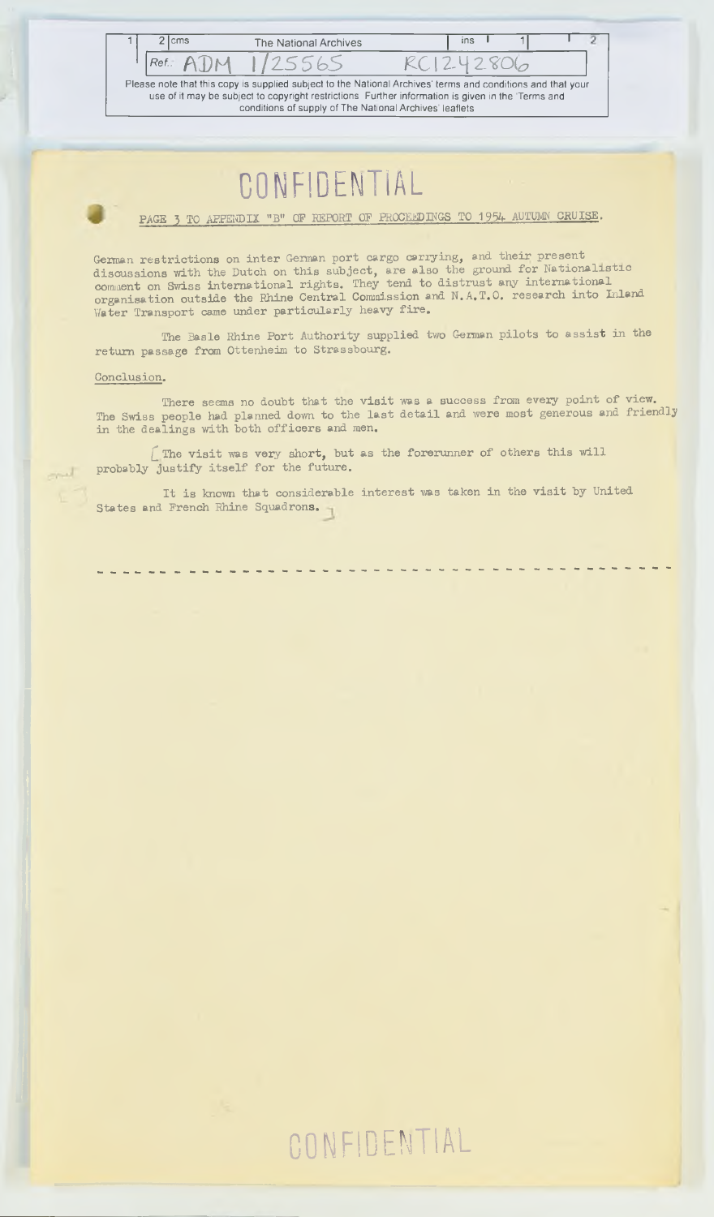CONFIDENTIAL

PAGE 3 TO APPENDIX "B" OF REPORT OF PROCEEDINGS TO 1954 AUTUMN CRUISE.

German restrictions on inter German port cargo carrying, and their present discussions with the Dutch on this subject, are also the ground for Nationalistic comment on Swiss international rights. They tend to distrust any international organisation outside the Rhine Central Commission and N.A.T.O. research into Inland Water Transport came under particularly heavy fire.

The Basle Rhine Port Authority supplied two German pilots to assist in the return passage from Ottenheim to Strassbourg.

Conclusion.

There seems no doubt that the visit was a success from every point of view. The Swiss people had planned down to the last detail and were most generous and friendly in the dealings with both officers and men.

[The visit was very short, but as the forerunner of others this will probably justify itself for the future.

It is known that considerable interest was taken in the visit by United States and French Rhine Squadrons.]

- - - - - - - - - - - - - - - - - - - - - - - - - - - - - - - - - - - - - - - - -

CONFIDENTIAL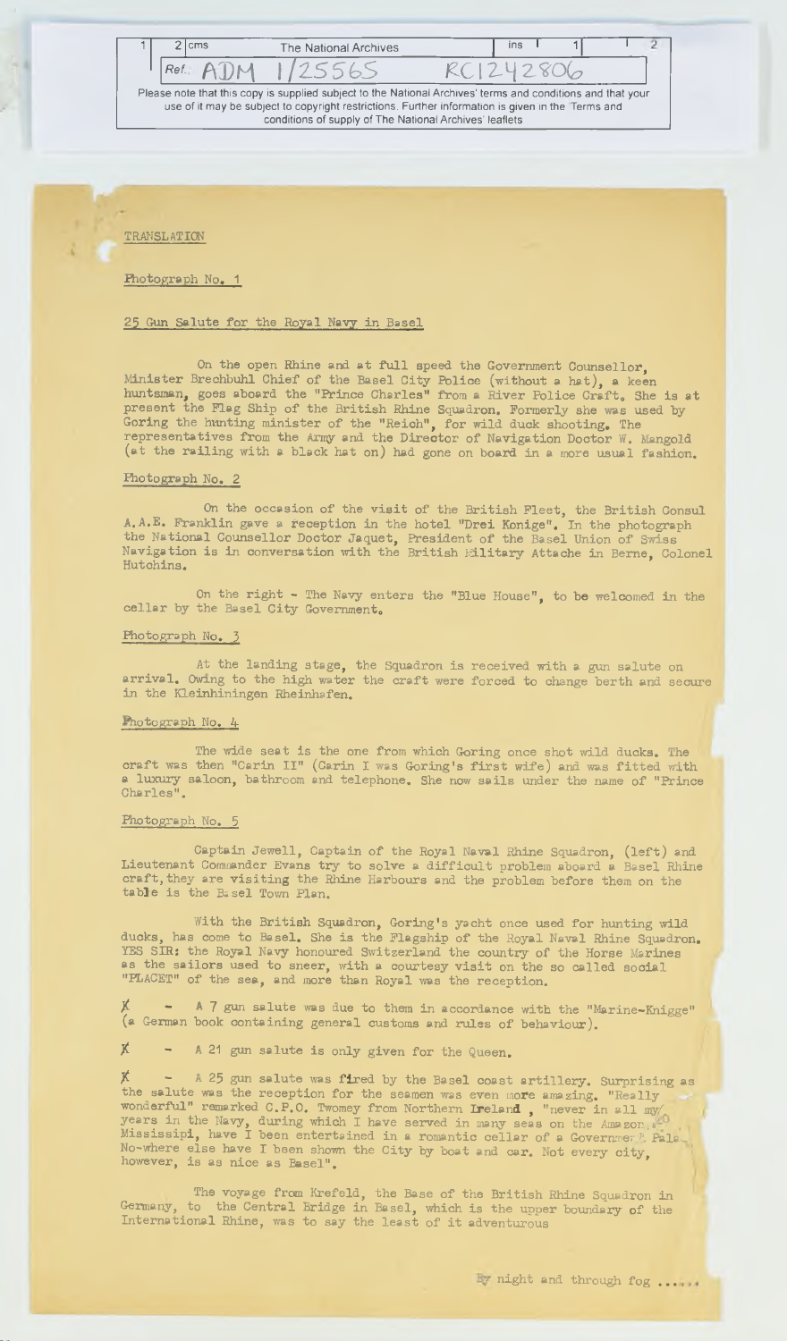TRANSLATION

Photograph No. 1

25 Gun Salute for the Royal Navy in Basel

On the open Rhine and at full speed the Government Counsellor, Minister Brechbuhl Chief of the Basel City Police (without a hat), a keen huntsman, goes aboard the "Prince Charles" from a River Police Craft. She is at present the Flag Ship of the British Rhine Squadron. Formerly she was used by Goring the hunting minister of the "Reich", for wild duck shooting. The representatives from the Army and the Director of Navigation Doctor W. Mangold (at the railing with a black hat on) had gone on board in a more usual fashion.

Photograph No. 2

On the occasion of the visit of the British Fleet, the British Consul A.A.E. Franklin gave a reception in the hotel "Drei Konige". In the photograph the National Counsellor Doctor Jaquet, President of the Basel Union of Swiss Navigation is in conversation with the British Military Attache in Berne, Colonel Hutchins.

On the right - The Navy enters the "Blue House", to be welcomed in the cellar by the Basel City Government.

Photograph No. 3

At the landing stage, the Squadron is received with a gun salute on arrival. Owing to the high water the craft were forced to change berth and secure in the Kleinhiningen Rheinhafen.

Photograph No. 4

The wide seat is the one from which Goring once shot wild ducks. The craft was then "Carin II" (Carin I was Goring's first wife) and was fitted with a luxury saloon, bathroom and telephone. She now sails under the name of "Prince Charles".

Photograph No. 5

Captain Jewell, Captain of the Royal Naval Rhine Squadron, (left) and Lieutenant Commander Evans try to solve a difficult problem aboard a Basel Rhine craft, they are visiting the Rhine Harbours and the problem before them on the table is the Basel Town Plan.

With the British Squadron, Goring's yacht once used for hunting wild ducks, has come to Basel. She is the Flagship of the Royal Naval Rhine Squadron. YES SIR: the Royal Navy honoured Switzerland the country of the Horse Marines as the sailors used to sneer, with a courtesy visit on the so called social "PLACET" of the sea, and more than Royal was the reception.

✗ - A 7 gun salute was due to them in accordance with the "Marine-Knigge" (a German book containing general customs and rules of behaviour).

✗ - A 21 gun salute is only given for the Queen.

✗ - A 25 gun salute was fired by the Basel coast artillery. Surprising as the salute was the reception for the seamen was even more amazing. "Really wonderful" remarked C.P.O. Twomey from Northern Ireland, "never in all my years in the Navy, during which I have served in many seas on the Amazon, Missisipi, have I been entertained in a romantic cellar of a Government Pala.. No-where else have I been shown the City by boat and car. Not every city, however, is as nice as Basel".

The voyage from Krefeld, the Base of the British Rhine Squadron in Germany, to the Central Bridge in Basel, which is the upper boundary of the International Rhine, was to say the least of it adventurous

By night and through fog ......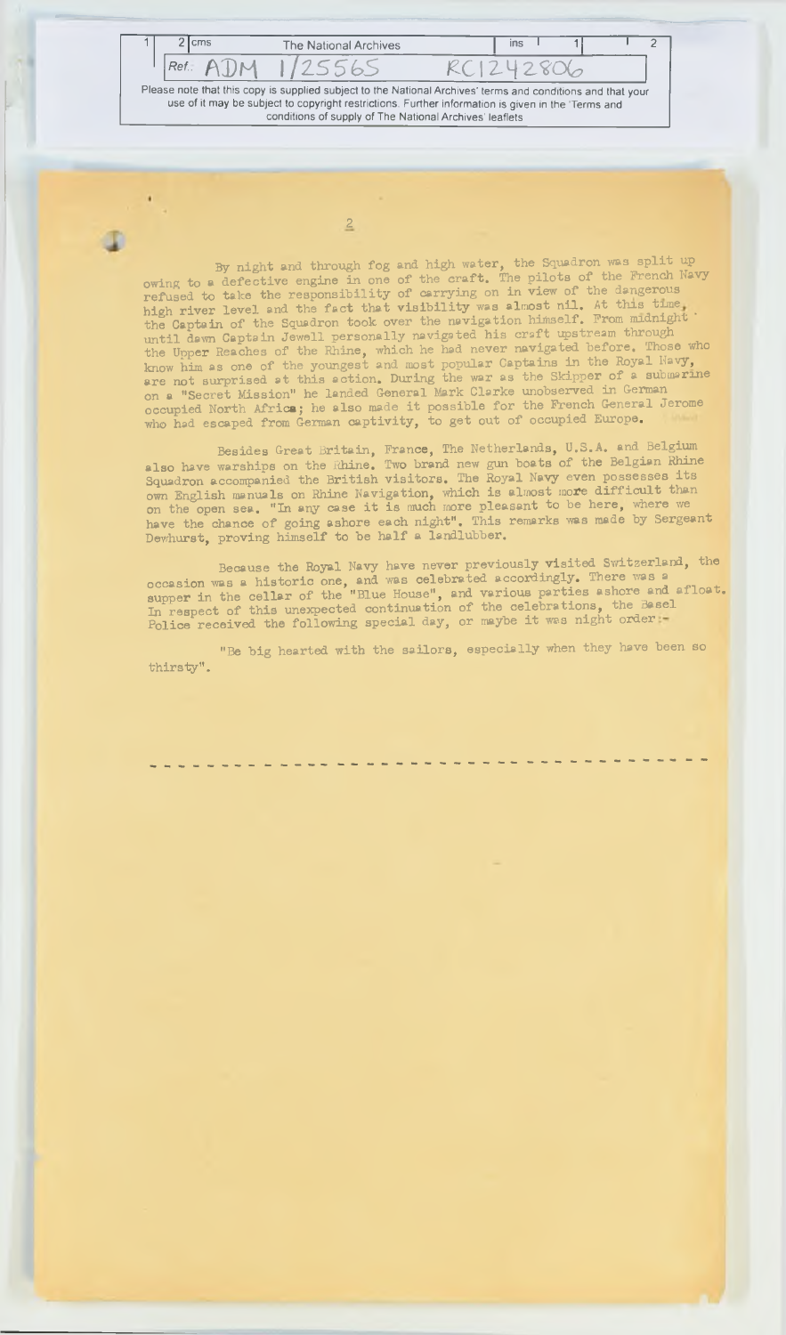By night and through fog and high water, the Squadron was split up owing to a defective engine in one of the craft. The pilots of the French Navy refused to take the responsibility of carrying on in view of the dangerous high river level and the fact that visibility was almost nil. At this time, the Captain of the Squadron took over the navigation himself. From midnight until dawn Captain Jewell personally navigated his craft upstream through the Upper Reaches of the Rhine, which he had never navigated before. Those who know him as one of the youngest and most popular Captains in the Royal Navy, are not surprised at this action. During the war as the Skipper of a submarine on a "Secret Mission" he landed General Mark Clarke unobserved in German occupied North Africa; he also made it possible for the French General Jerome who had escaped from German captivity, to get out of occupied Europe.

Besides Great Britain, France, The Netherlands, U.S.A. and Belgium also have warships on the Rhine. Two brand new gun boats of the Belgian Rhine Squadron accompanied the British visitors. The Royal Navy even possesses its own English manuals on Rhine Navigation, which is almost more difficult than on the open sea. "In any case it is much more pleasant to be here, where we have the chance of going ashore each night". This remarks was made by Sergeant Dewhurst, proving himself to be half a landlubber.

Because the Royal Navy have never previously visited Switzerland, the occasion was a historic one, and was celebrated accordingly. There was a supper in the cellar of the "Blue House", and various parties ashore and afloat. In respect of this unexpected continuation of the celebrations, the Basel Police received the following special day, or maybe it was night order:-

"Be big hearted with the sailors, especially when they have been so thirsty".

- - - - - - - - - - - - - - - - - - - - - - - - - - - - - - - - - - - - - - - - -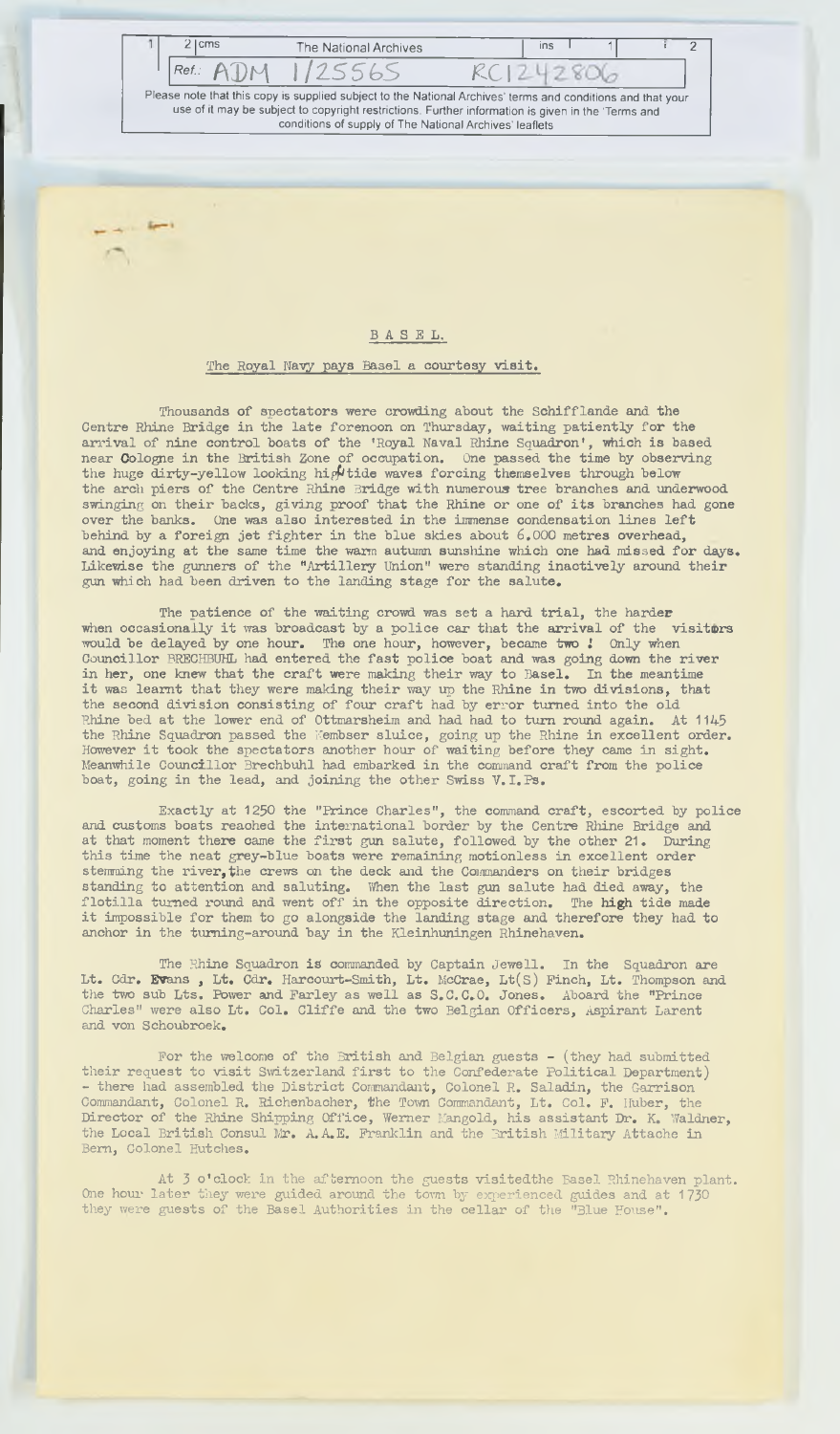# B A S E L.

## The Royal Navy pays Basel a courtesy visit.

Thousands of spectators were crowding about the Schifflande and the Centre Rhine Bridge in the late forenoon on Thursday, waiting patiently for the arrival of nine control boats of the 'Royal Naval Rhine Squadron', which is based near Cologne in the British Zone of occupation. One passed the time by observing the huge dirty-yellow looking high tide waves forcing themselves through below the arch piers of the Centre Rhine Bridge with numerous tree branches and underwood swinging on their backs, giving proof that the Rhine or one of its branches had gone over the banks. One was also interested in the immense condensation lines left behind by a foreign jet fighter in the blue skies about 6.000 metres overhead, and enjoying at the same time the warm autumn sunshine which one had missed for days. Likewise the gunners of the "Artillery Union" were standing inactively around their gun which had been driven to the landing stage for the salute.

The patience of the waiting crowd was set a hard trial, the harder when occasionally it was broadcast by a police car that the arrival of the visitors would be delayed by one hour. The one hour, however, became two ! Only when Councillor BRECHBUHL had entered the fast police boat and was going down the river in her, one knew that the craft were making their way to Basel. In the meantime it was learnt that they were making their way up the Rhine in two divisions, that the second division consisting of four craft had by error turned into the old Rhine bed at the lower end of Ottmarsheim and had had to turn round again. At 1145 the Rhine Squadron passed the Kembser sluice, going up the Rhine in excellent order. However it took the spectators another hour of waiting before they came in sight. Meanwhile Councillor Brechbuhl had embarked in the command craft from the police boat, going in the lead, and joining the other Swiss V.I.Ps.

Exactly at 1250 the "Prince Charles", the command craft, escorted by police and customs boats reached the international border by the Centre Rhine Bridge and at that moment there came the first gun salute, followed by the other 21. During this time the neat grey-blue boats were remaining motionless in excellent order stemming the river, the crews on the deck and the Commanders on their bridges standing to attention and saluting. When the last gun salute had died away, the flotilla turned round and went off in the opposite direction. The high tide made it impossible for them to go alongside the landing stage and therefore they had to anchor in the turning-around bay in the Kleinhuningen Rhinehaven.

The Rhine Squadron is commanded by Captain Jewell. In the Squadron are Lt. Cdr. Evans , Lt. Cdr. Harcourt-Smith, Lt. McCrae, Lt(S) Finch, Lt. Thompson and the two sub Lts. Power and Farley as well as S.C.C.O. Jones. Aboard the "Prince Charles" were also Lt. Col. Cliffe and the two Belgian Officers, Aspirant Larent and von Schoubroek.

For the welcome of the British and Belgian guests - (they had submitted their request to visit Switzerland first to the Confederate Political Department) - there had assembled the District Commandant, Colonel R. Saladin, the Garrison Commandant, Colonel R. Richenbacher, the Town Commandant, Lt. Col. F. Huber, the Director of the Rhine Shipping Office, Werner Mangold, his assistant Dr. K. Waldner, the Local British Consul Mr. A.A.E. Franklin and the British Military Attache in Bern, Colonel Hutches.

At 3 o'clock in the afternoon the guests visitedthe Basel Rhinehaven plant. One hour later they were guided around the town by experienced guides and at 1730 they were guests of the Basel Authorities in the cellar of the "Blue House".